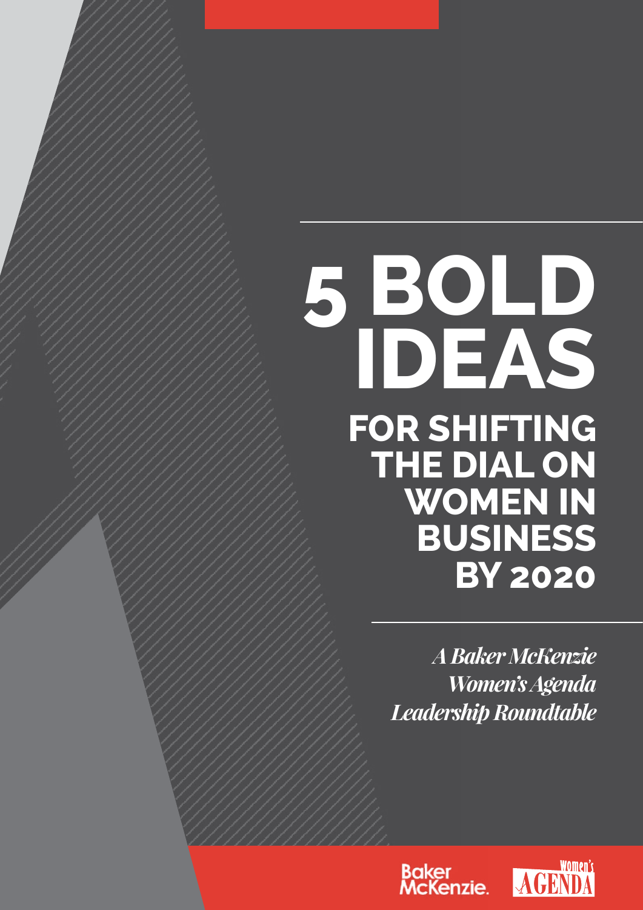# 5 BOLD IDEAS

## FOR SHIFTING THE DIAL ON WOMEN IN BUSINESS BY 2020

*A Baker McKenzie Women's Agenda Leadership Roundtable*

Baker McKenzie.

Women's AGENDA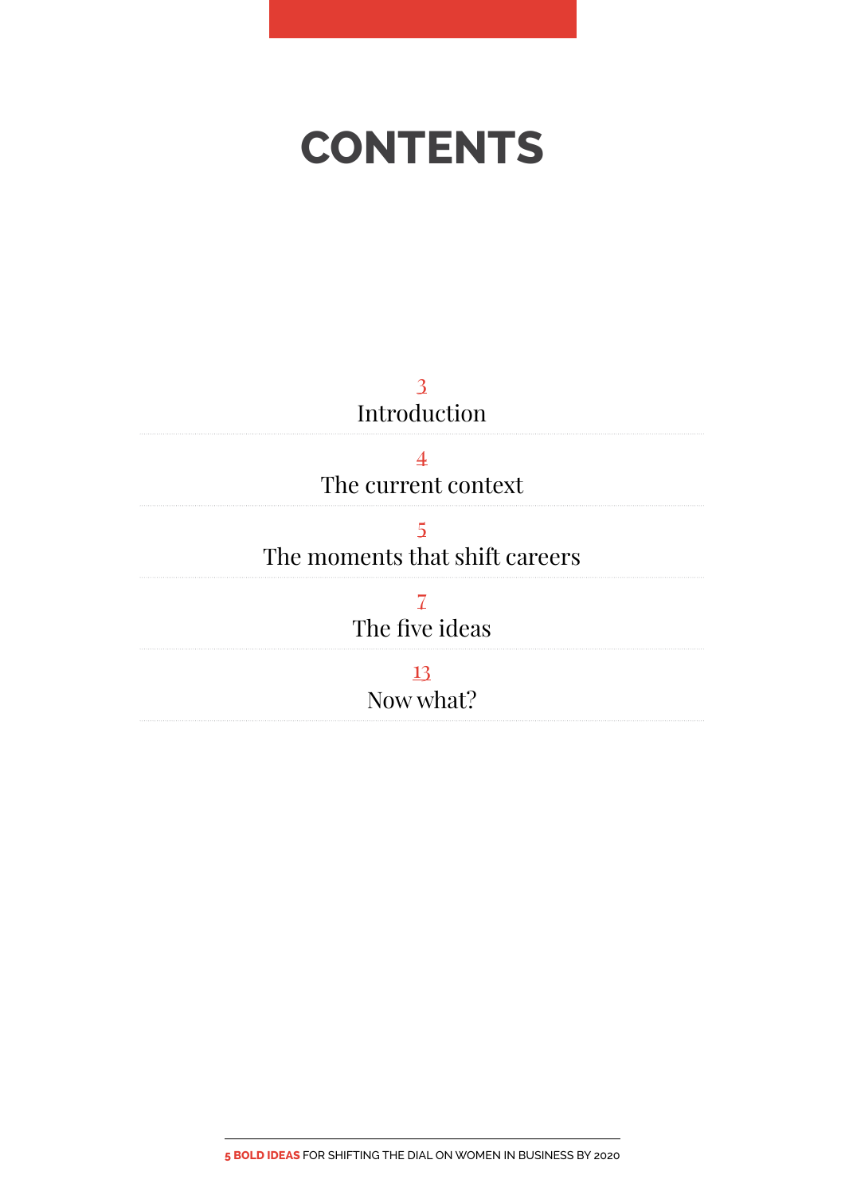# CONTENTS

3
Introduction

4
The current context

5
The moments that shift careers

7
The five ideas

13
Now what?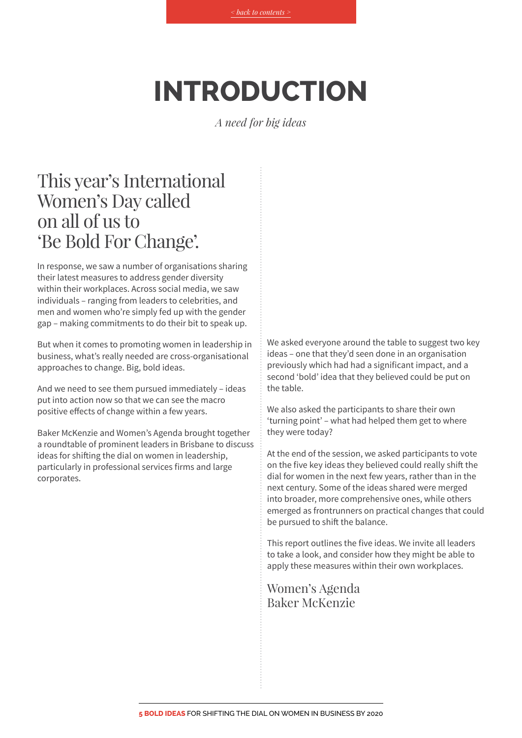# INTRODUCTION

*A need for big ideas*

## This year's International Women's Day called on all of us to 'Be Bold For Change'.

In response, we saw a number of organisations sharing their latest measures to address gender diversity within their workplaces. Across social media, we saw individuals – ranging from leaders to celebrities, and men and women who're simply fed up with the gender gap – making commitments to do their bit to speak up.

But when it comes to promoting women in leadership in business, what's really needed are cross-organisational approaches to change. Big, bold ideas.

And we need to see them pursued immediately – ideas put into action now so that we can see the macro positive effects of change within a few years.

Baker McKenzie and Women's Agenda brought together a roundtable of prominent leaders in Brisbane to discuss ideas for shifting the dial on women in leadership, particularly in professional services firms and large corporates.

We asked everyone around the table to suggest two key ideas – one that they'd seen done in an organisation previously which had had a significant impact, and a second 'bold' idea that they believed could be put on the table.

We also asked the participants to share their own 'turning point' – what had helped them get to where they were today?

At the end of the session, we asked participants to vote on the five key ideas they believed could really shift the dial for women in the next few years, rather than in the next century. Some of the ideas shared were merged into broader, more comprehensive ones, while others emerged as frontrunners on practical changes that could be pursued to shift the balance.

This report outlines the five ideas. We invite all leaders to take a look, and consider how they might be able to apply these measures within their own workplaces.

Women's Agenda
Baker McKenzie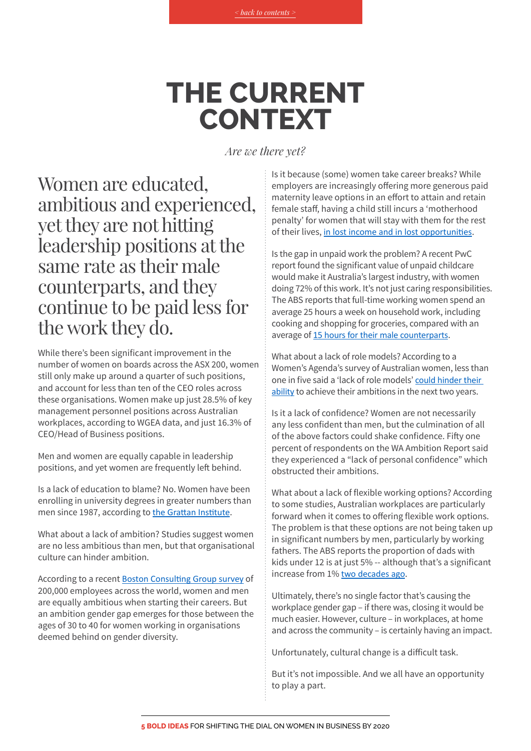# THE CURRENT CONTEXT

*Are we there yet?*

Women are educated, ambitious and experienced, yet they are not hitting leadership positions at the same rate as their male counterparts, and they continue to be paid less for the work they do.

While there's been significant improvement in the number of women on boards across the ASX 200, women still only make up around a quarter of such positions, and account for less than ten of the CEO roles across these organisations. Women make up just 28.5% of key management personnel positions across Australian workplaces, according to WGEA data, and just 16.3% of CEO/Head of Business positions.

Men and women are equally capable in leadership positions, and yet women are frequently left behind.

Is a lack of education to blame? No. Women have been enrolling in university degrees in greater numbers than men since 1987, according to the Grattan Institute.

What about a lack of ambition? Studies suggest women are no less ambitious than men, but that organisational culture can hinder ambition.

According to a recent Boston Consulting Group survey of 200,000 employees across the world, women and men are equally ambitious when starting their careers. But an ambition gender gap emerges for those between the ages of 30 to 40 for women working in organisations deemed behind on gender diversity.

Is it because (some) women take career breaks? While employers are increasingly offering more generous paid maternity leave options in an effort to attain and retain female staff, having a child still incurs a 'motherhood penalty' for women that will stay with them for the rest of their lives, in lost income and in lost opportunities.

Is the gap in unpaid work the problem? A recent PwC report found the significant value of unpaid childcare would make it Australia's largest industry, with women doing 72% of this work. It's not just caring responsibilities. The ABS reports that full-time working women spend an average 25 hours a week on household work, including cooking and shopping for groceries, compared with an average of 15 hours for their male counterparts.

What about a lack of role models? According to a Women's Agenda's survey of Australian women, less than one in five said a 'lack of role models' could hinder their ability to achieve their ambitions in the next two years.

Is it a lack of confidence? Women are not necessarily any less confident than men, but the culmination of all of the above factors could shake confidence. Fifty one percent of respondents on the WA Ambition Report said they experienced a "lack of personal confidence" which obstructed their ambitions.

What about a lack of flexible working options? According to some studies, Australian workplaces are particularly forward when it comes to offering flexible work options. The problem is that these options are not being taken up in significant numbers by men, particularly by working fathers. The ABS reports the proportion of dads with kids under 12 is at just 5% -- although that's a significant increase from 1% two decades ago.

Ultimately, there's no single factor that's causing the workplace gender gap – if there was, closing it would be much easier. However, culture – in workplaces, at home and across the community – is certainly having an impact.

Unfortunately, cultural change is a difficult task.

But it's not impossible. And we all have an opportunity to play a part.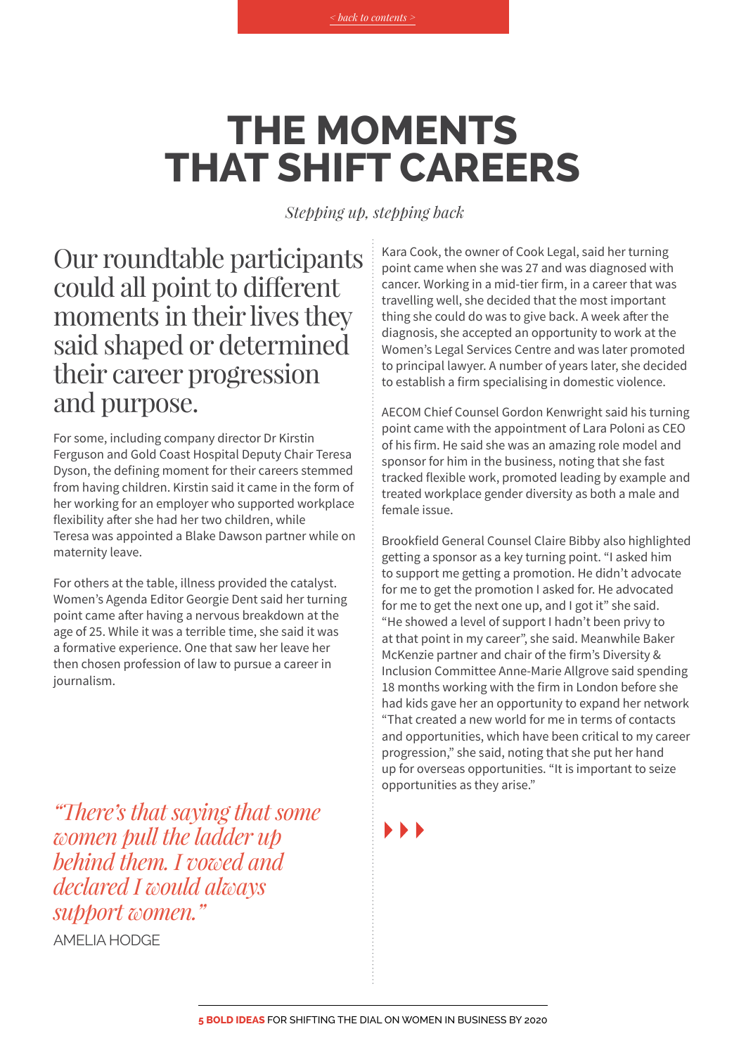# THE MOMENTS THAT SHIFT CAREERS

*Stepping up, stepping back*

## Our roundtable participants could all point to different moments in their lives they said shaped or determined their career progression and purpose.

For some, including company director Dr Kirstin Ferguson and Gold Coast Hospital Deputy Chair Teresa Dyson, the defining moment for their careers stemmed from having children. Kirstin said it came in the form of her working for an employer who supported workplace flexibility after she had her two children, while Teresa was appointed a Blake Dawson partner while on maternity leave.

For others at the table, illness provided the catalyst. Women's Agenda Editor Georgie Dent said her turning point came after having a nervous breakdown at the age of 25. While it was a terrible time, she said it was a formative experience. One that saw her leave her then chosen profession of law to pursue a career in journalism.

> *"There's that saying that some women pull the ladder up behind them. I vowed and declared I would always support women."*
>
> AMELIA HODGE

Kara Cook, the owner of Cook Legal, said her turning point came when she was 27 and was diagnosed with cancer. Working in a mid-tier firm, in a career that was travelling well, she decided that the most important thing she could do was to give back. A week after the diagnosis, she accepted an opportunity to work at the Women's Legal Services Centre and was later promoted to principal lawyer. A number of years later, she decided to establish a firm specialising in domestic violence.

AECOM Chief Counsel Gordon Kenwright said his turning point came with the appointment of Lara Poloni as CEO of his firm. He said she was an amazing role model and sponsor for him in the business, noting that she fast tracked flexible work, promoted leading by example and treated workplace gender diversity as both a male and female issue.

Brookfield General Counsel Claire Bibby also highlighted getting a sponsor as a key turning point. "I asked him to support me getting a promotion. He didn't advocate for me to get the promotion I asked for. He advocated for me to get the next one up, and I got it" she said. "He showed a level of support I hadn't been privy to at that point in my career", she said. Meanwhile Baker McKenzie partner and chair of the firm's Diversity & Inclusion Committee Anne-Marie Allgrove said spending 18 months working with the firm in London before she had kids gave her an opportunity to expand her network "That created a new world for me in terms of contacts and opportunities, which have been critical to my career progression," she said, noting that she put her hand up for overseas opportunities. "It is important to seize opportunities as they arise."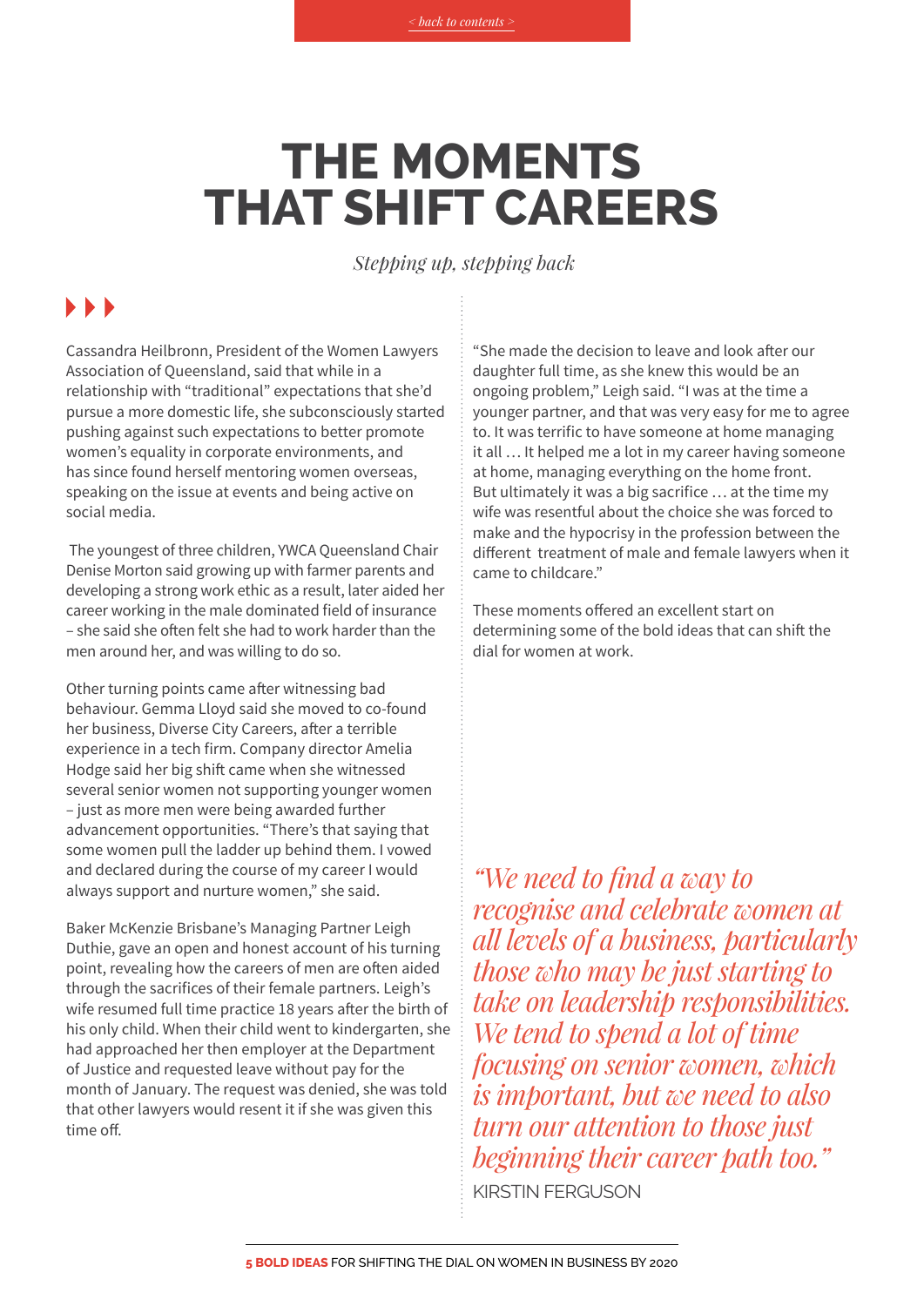# THE MOMENTS THAT SHIFT CAREERS

*Stepping up, stepping back*

Cassandra Heilbronn, President of the Women Lawyers Association of Queensland, said that while in a relationship with "traditional" expectations that she'd pursue a more domestic life, she subconsciously started pushing against such expectations to better promote women's equality in corporate environments, and has since found herself mentoring women overseas, speaking on the issue at events and being active on social media.

The youngest of three children, YWCA Queensland Chair Denise Morton said growing up with farmer parents and developing a strong work ethic as a result, later aided her career working in the male dominated field of insurance – she said she often felt she had to work harder than the men around her, and was willing to do so.

Other turning points came after witnessing bad behaviour. Gemma Lloyd said she moved to co-found her business, Diverse City Careers, after a terrible experience in a tech firm. Company director Amelia Hodge said her big shift came when she witnessed several senior women not supporting younger women – just as more men were being awarded further advancement opportunities. "There's that saying that some women pull the ladder up behind them. I vowed and declared during the course of my career I would always support and nurture women," she said.

Baker McKenzie Brisbane's Managing Partner Leigh Duthie, gave an open and honest account of his turning point, revealing how the careers of men are often aided through the sacrifices of their female partners. Leigh's wife resumed full time practice 18 years after the birth of his only child. When their child went to kindergarten, she had approached her then employer at the Department of Justice and requested leave without pay for the month of January. The request was denied, she was told that other lawyers would resent it if she was given this time off.

"She made the decision to leave and look after our daughter full time, as she knew this would be an ongoing problem," Leigh said. "I was at the time a younger partner, and that was very easy for me to agree to. It was terrific to have someone at home managing it all … It helped me a lot in my career having someone at home, managing everything on the home front. But ultimately it was a big sacrifice … at the time my wife was resentful about the choice she was forced to make and the hypocrisy in the profession between the different treatment of male and female lawyers when it came to childcare."

These moments offered an excellent start on determining some of the bold ideas that can shift the dial for women at work.

*"We need to find a way to recognise and celebrate women at all levels of a business, particularly those who may be just starting to take on leadership responsibilities. We tend to spend a lot of time focusing on senior women, which is important, but we need to also turn our attention to those just beginning their career path too."*

KIRSTIN FERGUSON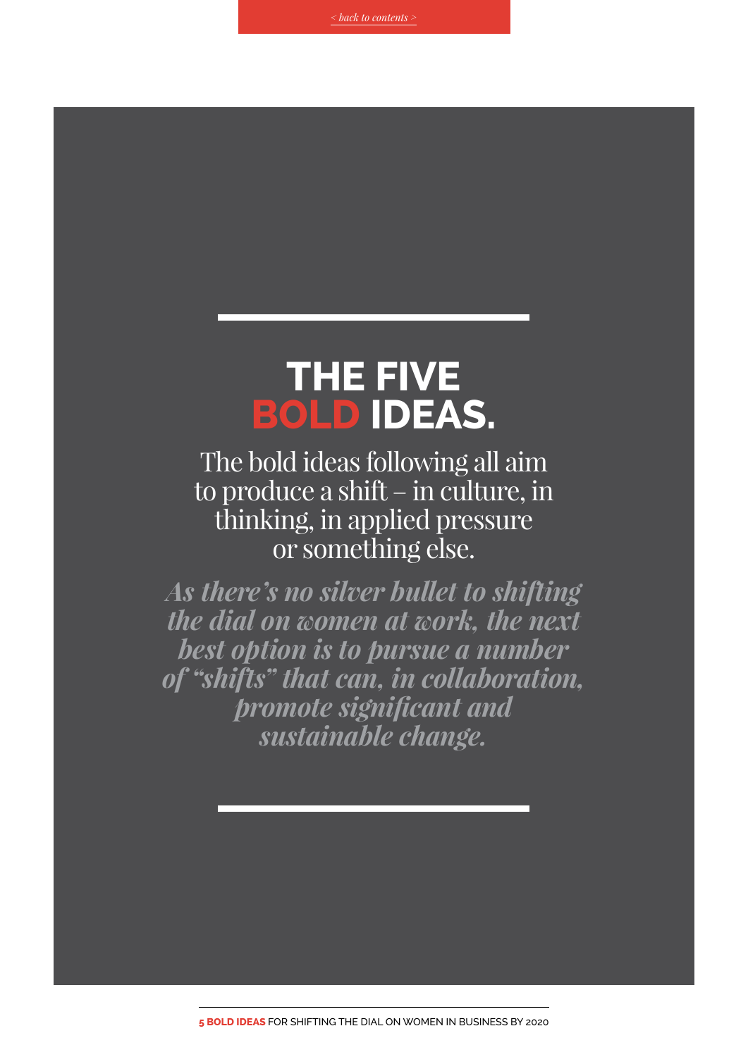# THE FIVE BOLD IDEAS.

The bold ideas following all aim to produce a shift – in culture, in thinking, in applied pressure or something else.

***As there's no silver bullet to shifting the dial on women at work, the next best option is to pursue a number of "shifts" that can, in collaboration, promote significant and sustainable change.***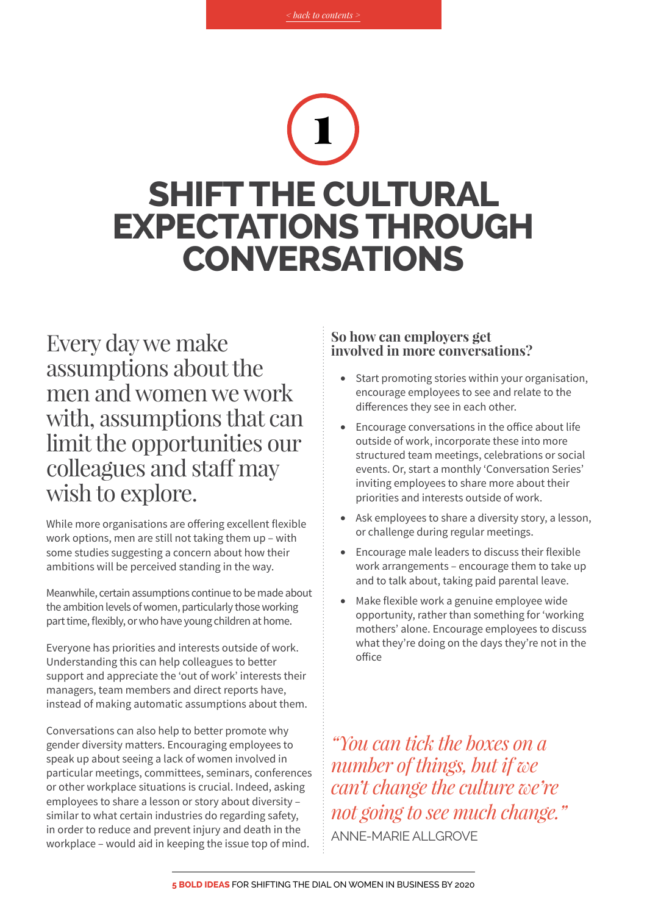1

# SHIFT THE CULTURAL EXPECTATIONS THROUGH CONVERSATIONS

Every day we make assumptions about the men and women we work with, assumptions that can limit the opportunities our colleagues and staff may wish to explore.

While more organisations are offering excellent flexible work options, men are still not taking them up – with some studies suggesting a concern about how their ambitions will be perceived standing in the way.

Meanwhile, certain assumptions continue to be made about the ambition levels of women, particularly those working part time, flexibly, or who have young children at home.

Everyone has priorities and interests outside of work. Understanding this can help colleagues to better support and appreciate the 'out of work' interests their managers, team members and direct reports have, instead of making automatic assumptions about them.

Conversations can also help to better promote why gender diversity matters. Encouraging employees to speak up about seeing a lack of women involved in particular meetings, committees, seminars, conferences or other workplace situations is crucial. Indeed, asking employees to share a lesson or story about diversity – similar to what certain industries do regarding safety, in order to reduce and prevent injury and death in the workplace – would aid in keeping the issue top of mind.

### So how can employers get involved in more conversations?

- Start promoting stories within your organisation, encourage employees to see and relate to the differences they see in each other.
- Encourage conversations in the office about life outside of work, incorporate these into more structured team meetings, celebrations or social events. Or, start a monthly 'Conversation Series' inviting employees to share more about their priorities and interests outside of work.
- Ask employees to share a diversity story, a lesson, or challenge during regular meetings.
- Encourage male leaders to discuss their flexible work arrangements – encourage them to take up and to talk about, taking paid parental leave.
- Make flexible work a genuine employee wide opportunity, rather than something for 'working mothers' alone. Encourage employees to discuss what they're doing on the days they're not in the office

*"You can tick the boxes on a number of things, but if we can't change the culture we're not going to see much change."*

ANNE-MARIE ALLGROVE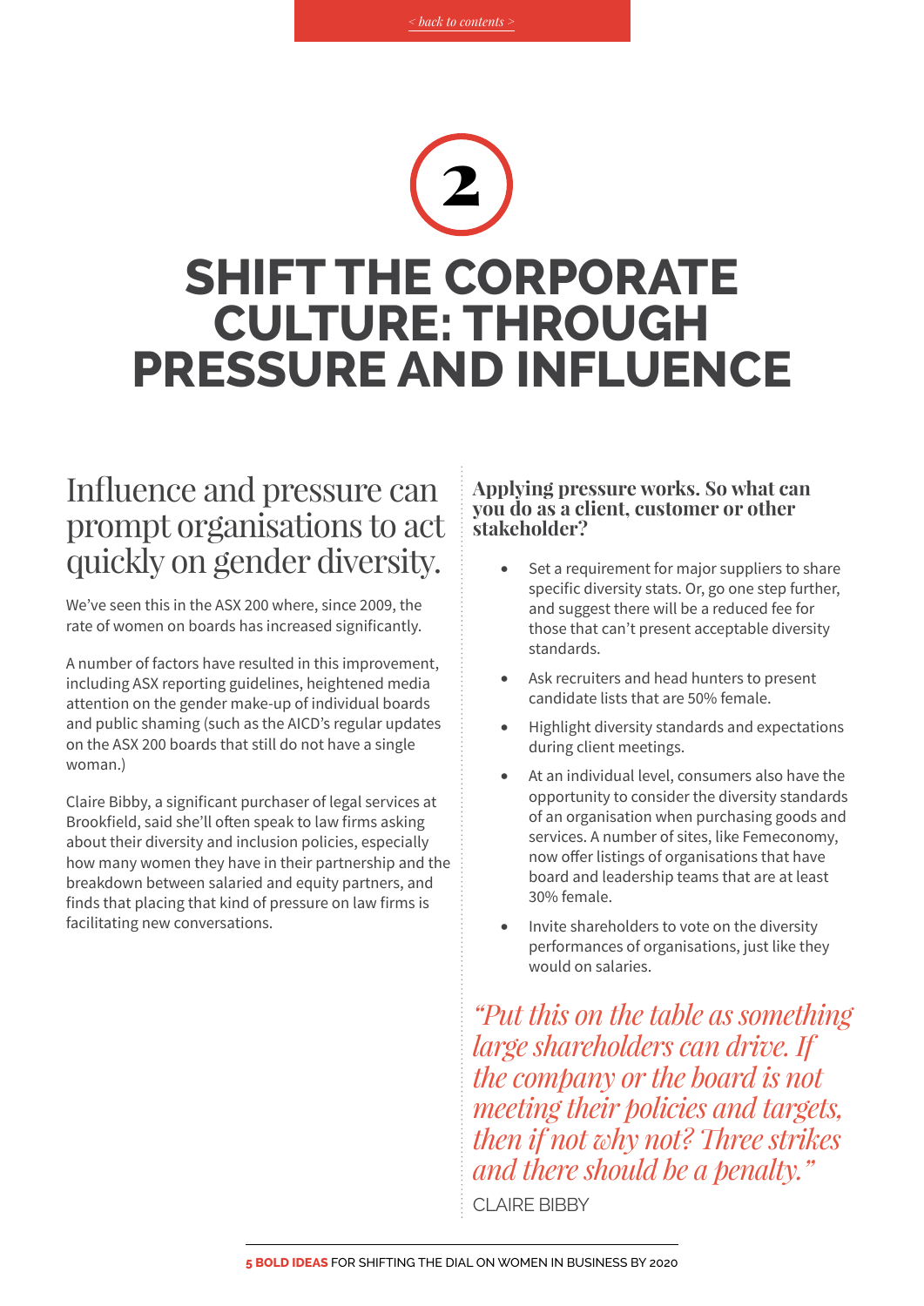# 2

# SHIFT THE CORPORATE CULTURE: THROUGH PRESSURE AND INFLUENCE

## Influence and pressure can prompt organisations to act quickly on gender diversity.

We've seen this in the ASX 200 where, since 2009, the rate of women on boards has increased significantly.

A number of factors have resulted in this improvement, including ASX reporting guidelines, heightened media attention on the gender make-up of individual boards and public shaming (such as the AICD's regular updates on the ASX 200 boards that still do not have a single woman.)

Claire Bibby, a significant purchaser of legal services at Brookfield, said she'll often speak to law firms asking about their diversity and inclusion policies, especially how many women they have in their partnership and the breakdown between salaried and equity partners, and finds that placing that kind of pressure on law firms is facilitating new conversations.

### Applying pressure works. So what can you do as a client, customer or other stakeholder?

- Set a requirement for major suppliers to share specific diversity stats. Or, go one step further, and suggest there will be a reduced fee for those that can't present acceptable diversity standards.
- Ask recruiters and head hunters to present candidate lists that are 50% female.
- Highlight diversity standards and expectations during client meetings.
- At an individual level, consumers also have the opportunity to consider the diversity standards of an organisation when purchasing goods and services. A number of sites, like Femeconomy, now offer listings of organisations that have board and leadership teams that are at least 30% female.
- Invite shareholders to vote on the diversity performances of organisations, just like they would on salaries.

*"Put this on the table as something large shareholders can drive. If the company or the board is not meeting their policies and targets, then if not why not? Three strikes and there should be a penalty."*

CLAIRE BIBBY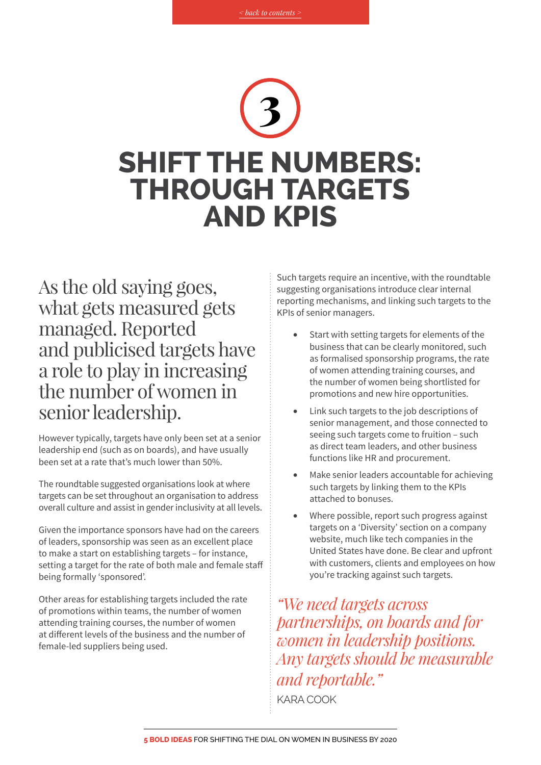# 3

# SHIFT THE NUMBERS: THROUGH TARGETS AND KPIS

As the old saying goes, what gets measured gets managed. Reported and publicised targets have a role to play in increasing the number of women in senior leadership.

However typically, targets have only been set at a senior leadership end (such as on boards), and have usually been set at a rate that's much lower than 50%.

The roundtable suggested organisations look at where targets can be set throughout an organisation to address overall culture and assist in gender inclusivity at all levels.

Given the importance sponsors have had on the careers of leaders, sponsorship was seen as an excellent place to make a start on establishing targets – for instance, setting a target for the rate of both male and female staff being formally 'sponsored'.

Other areas for establishing targets included the rate of promotions within teams, the number of women attending training courses, the number of women at different levels of the business and the number of female-led suppliers being used.

Such targets require an incentive, with the roundtable suggesting organisations introduce clear internal reporting mechanisms, and linking such targets to the KPIs of senior managers.

- Start with setting targets for elements of the business that can be clearly monitored, such as formalised sponsorship programs, the rate of women attending training courses, and the number of women being shortlisted for promotions and new hire opportunities.
- Link such targets to the job descriptions of senior management, and those connected to seeing such targets come to fruition – such as direct team leaders, and other business functions like HR and procurement.
- Make senior leaders accountable for achieving such targets by linking them to the KPIs attached to bonuses.
- Where possible, report such progress against targets on a 'Diversity' section on a company website, much like tech companies in the United States have done. Be clear and upfront with customers, clients and employees on how you're tracking against such targets.

*"We need targets across partnerships, on boards and for women in leadership positions. Any targets should be measurable and reportable."*

KARA COOK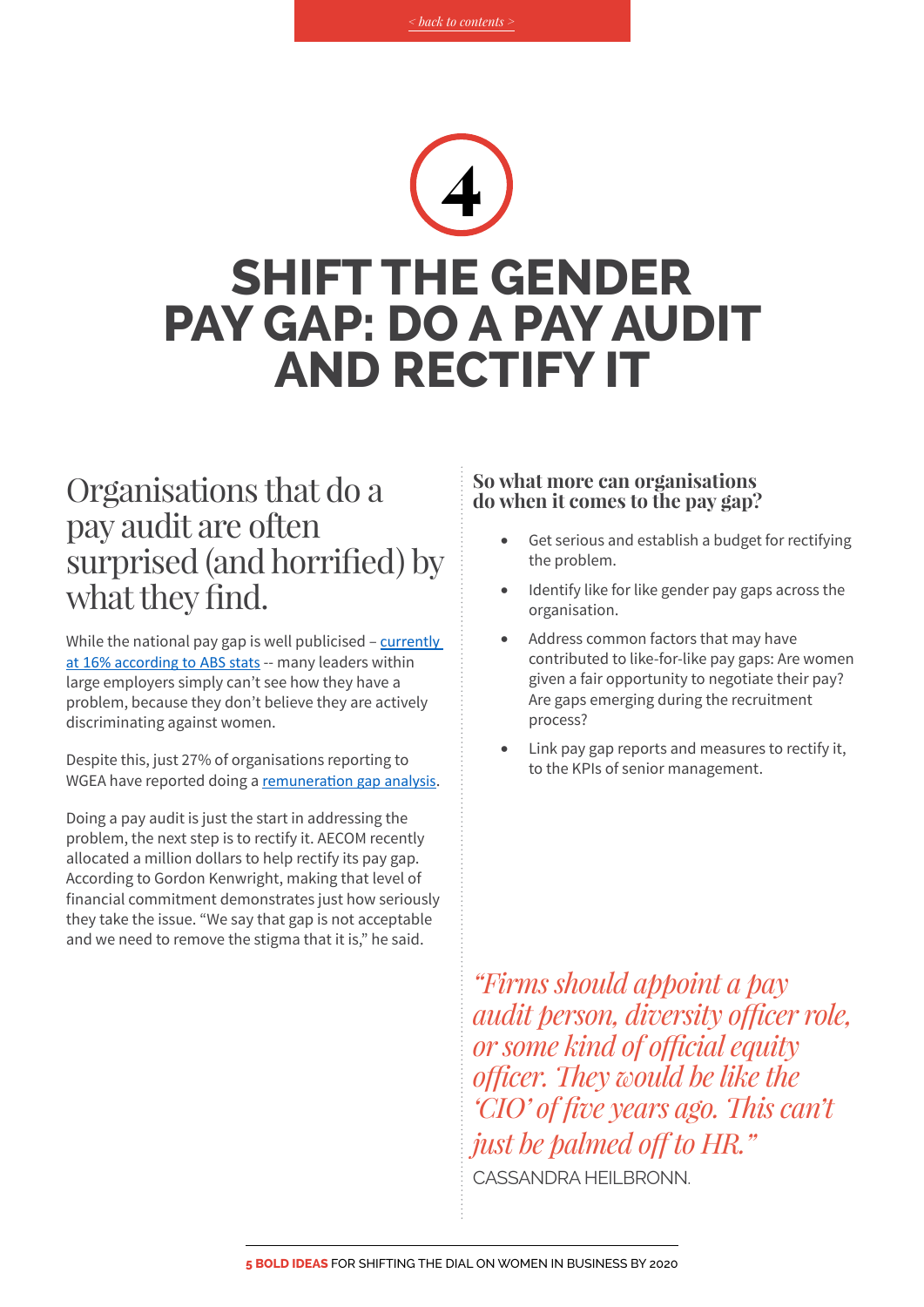4

# SHIFT THE GENDER PAY GAP: DO A PAY AUDIT AND RECTIFY IT

## Organisations that do a pay audit are often surprised (and horrified) by what they find.

While the national pay gap is well publicised – currently at 16% according to ABS stats -- many leaders within large employers simply can't see how they have a problem, because they don't believe they are actively discriminating against women.

Despite this, just 27% of organisations reporting to WGEA have reported doing a remuneration gap analysis.

Doing a pay audit is just the start in addressing the problem, the next step is to rectify it. AECOM recently allocated a million dollars to help rectify its pay gap. According to Gordon Kenwright, making that level of financial commitment demonstrates just how seriously they take the issue. "We say that gap is not acceptable and we need to remove the stigma that it is," he said.

### So what more can organisations do when it comes to the pay gap?

- Get serious and establish a budget for rectifying the problem.
- Identify like for like gender pay gaps across the organisation.
- Address common factors that may have contributed to like-for-like pay gaps: Are women given a fair opportunity to negotiate their pay? Are gaps emerging during the recruitment process?
- Link pay gap reports and measures to rectify it, to the KPIs of senior management.

*"Firms should appoint a pay audit person, diversity officer role, or some kind of official equity officer. They would be like the 'CIO' of five years ago. This can't just be palmed off to HR."*

CASSANDRA HEILBRONN.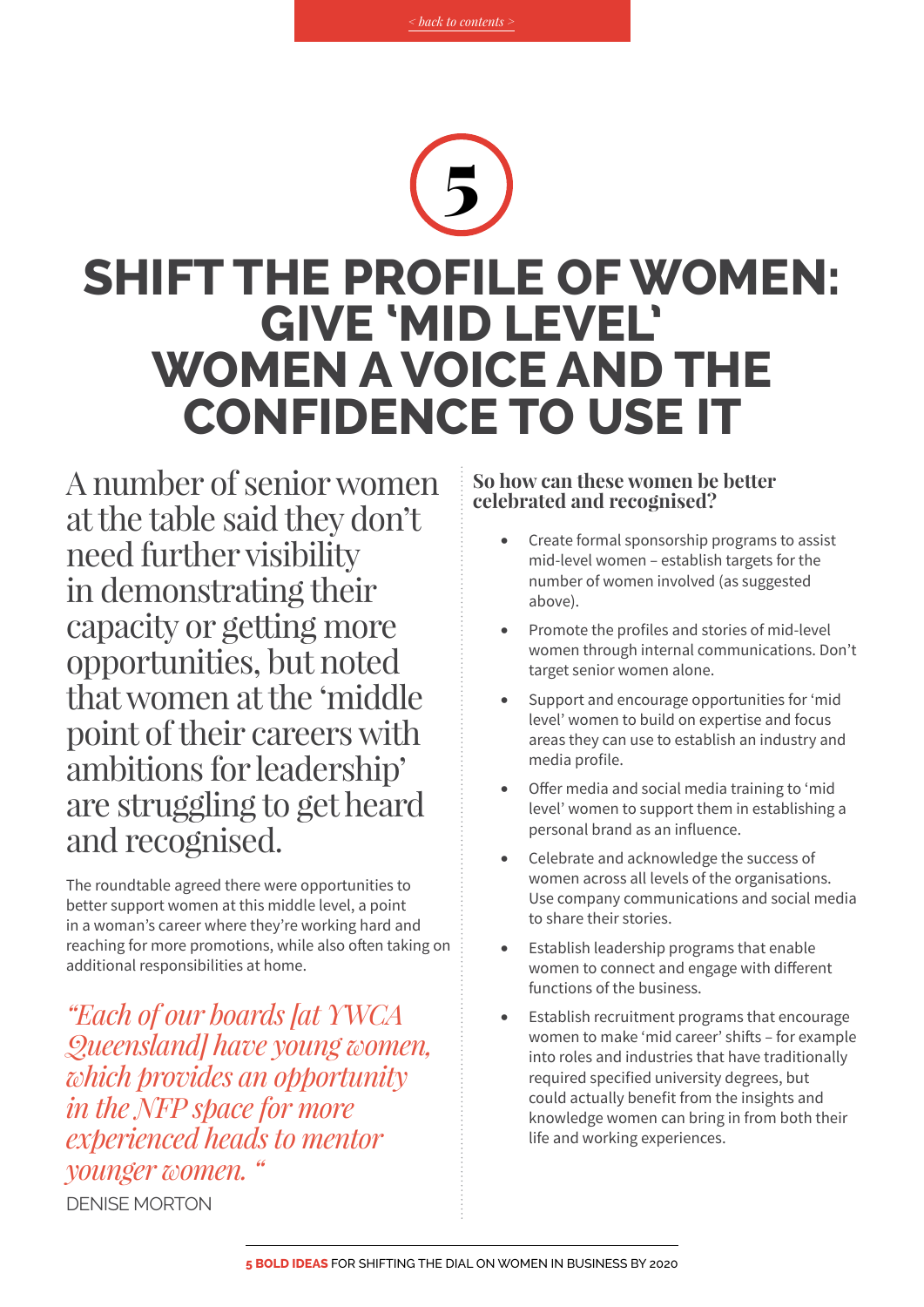5

# SHIFT THE PROFILE OF WOMEN: GIVE 'MID LEVEL' WOMEN A VOICE AND THE CONFIDENCE TO USE IT

A number of senior women at the table said they don't need further visibility in demonstrating their capacity or getting more opportunities, but noted that women at the 'middle point of their careers with ambitions for leadership' are struggling to get heard and recognised.

The roundtable agreed there were opportunities to better support women at this middle level, a point in a woman's career where they're working hard and reaching for more promotions, while also often taking on additional responsibilities at home.

*"Each of our boards [at YWCA Queensland] have young women, which provides an opportunity in the NFP space for more experienced heads to mentor younger women. "*

DENISE MORTON

### So how can these women be better celebrated and recognised?

- Create formal sponsorship programs to assist mid-level women – establish targets for the number of women involved (as suggested above).
- Promote the profiles and stories of mid-level women through internal communications. Don't target senior women alone.
- Support and encourage opportunities for 'mid level' women to build on expertise and focus areas they can use to establish an industry and media profile.
- Offer media and social media training to 'mid level' women to support them in establishing a personal brand as an influence.
- Celebrate and acknowledge the success of women across all levels of the organisations. Use company communications and social media to share their stories.
- Establish leadership programs that enable women to connect and engage with different functions of the business.
- Establish recruitment programs that encourage women to make 'mid career' shifts – for example into roles and industries that have traditionally required specified university degrees, but could actually benefit from the insights and knowledge women can bring in from both their life and working experiences.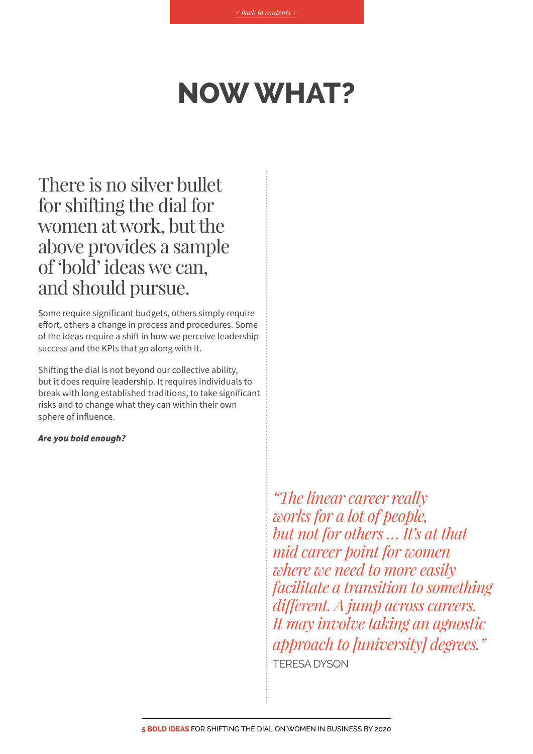# NOW WHAT?

There is no silver bullet for shifting the dial for women at work, but the above provides a sample of 'bold' ideas we can, and should pursue.

Some require significant budgets, others simply require effort, others a change in process and procedures. Some of the ideas require a shift in how we perceive leadership success and the KPIs that go along with it.

Shifting the dial is not beyond our collective ability, but it does require leadership. It requires individuals to break with long established traditions, to take significant risks and to change what they can within their own sphere of influence.

***Are you bold enough?***

*"The linear career really works for a lot of people, but not for others ... It's at that mid career point for women where we need to more easily facilitate a transition to something different. A jump across careers. It may involve taking an agnostic approach to [university] degrees."*

TERESA DYSON